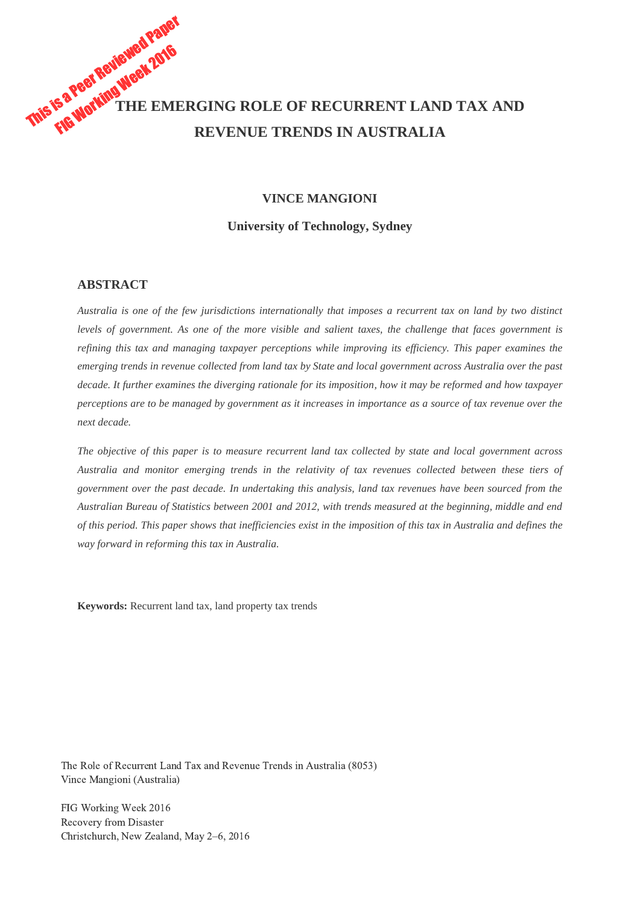This is a Peer Reviewed Paper
FIG Working Week 2016

# THE EMERGING ROLE OF RECURRENT LAND TAX AND REVENUE TRENDS IN AUSTRALIA

**VINCE MANGIONI**

**University of Technology, Sydney**

## ABSTRACT

*Australia is one of the few jurisdictions internationally that imposes a recurrent tax on land by two distinct levels of government. As one of the more visible and salient taxes, the challenge that faces government is refining this tax and managing taxpayer perceptions while improving its efficiency. This paper examines the emerging trends in revenue collected from land tax by State and local government across Australia over the past decade. It further examines the diverging rationale for its imposition, how it may be reformed and how taxpayer perceptions are to be managed by government as it increases in importance as a source of tax revenue over the next decade.*

*The objective of this paper is to measure recurrent land tax collected by state and local government across Australia and monitor emerging trends in the relativity of tax revenues collected between these tiers of government over the past decade. In undertaking this analysis, land tax revenues have been sourced from the Australian Bureau of Statistics between 2001 and 2012, with trends measured at the beginning, middle and end of this period. This paper shows that inefficiencies exist in the imposition of this tax in Australia and defines the way forward in reforming this tax in Australia.*

**Keywords:** Recurrent land tax, land property tax trends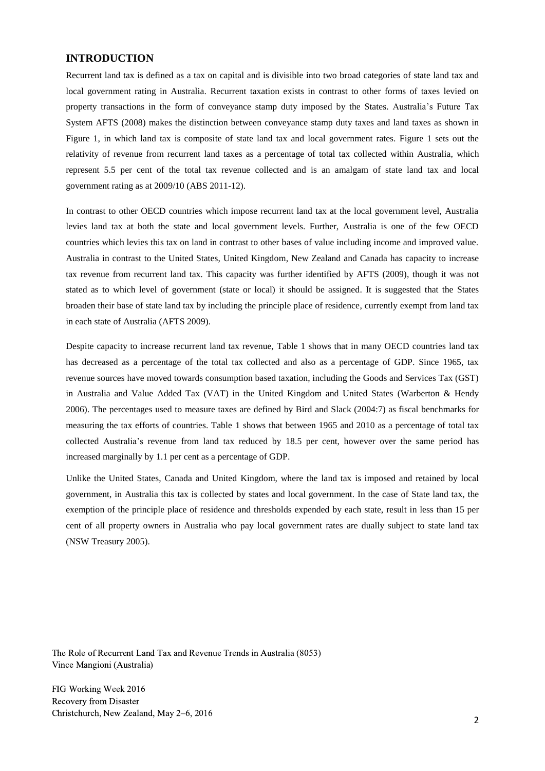## INTRODUCTION

Recurrent land tax is defined as a tax on capital and is divisible into two broad categories of state land tax and local government rating in Australia. Recurrent taxation exists in contrast to other forms of taxes levied on property transactions in the form of conveyance stamp duty imposed by the States. Australia's Future Tax System AFTS (2008) makes the distinction between conveyance stamp duty taxes and land taxes as shown in Figure 1, in which land tax is composite of state land tax and local government rates. Figure 1 sets out the relativity of revenue from recurrent land taxes as a percentage of total tax collected within Australia, which represent 5.5 per cent of the total tax revenue collected and is an amalgam of state land tax and local government rating as at 2009/10 (ABS 2011-12).

In contrast to other OECD countries which impose recurrent land tax at the local government level, Australia levies land tax at both the state and local government levels. Further, Australia is one of the few OECD countries which levies this tax on land in contrast to other bases of value including income and improved value. Australia in contrast to the United States, United Kingdom, New Zealand and Canada has capacity to increase tax revenue from recurrent land tax. This capacity was further identified by AFTS (2009), though it was not stated as to which level of government (state or local) it should be assigned. It is suggested that the States broaden their base of state land tax by including the principle place of residence, currently exempt from land tax in each state of Australia (AFTS 2009).

Despite capacity to increase recurrent land tax revenue, Table 1 shows that in many OECD countries land tax has decreased as a percentage of the total tax collected and also as a percentage of GDP. Since 1965, tax revenue sources have moved towards consumption based taxation, including the Goods and Services Tax (GST) in Australia and Value Added Tax (VAT) in the United Kingdom and United States (Warberton & Hendy 2006). The percentages used to measure taxes are defined by Bird and Slack (2004:7) as fiscal benchmarks for measuring the tax efforts of countries. Table 1 shows that between 1965 and 2010 as a percentage of total tax collected Australia's revenue from land tax reduced by 18.5 per cent, however over the same period has increased marginally by 1.1 per cent as a percentage of GDP.

Unlike the United States, Canada and United Kingdom, where the land tax is imposed and retained by local government, in Australia this tax is collected by states and local government. In the case of State land tax, the exemption of the principle place of residence and thresholds expended by each state, result in less than 15 per cent of all property owners in Australia who pay local government rates are dually subject to state land tax (NSW Treasury 2005).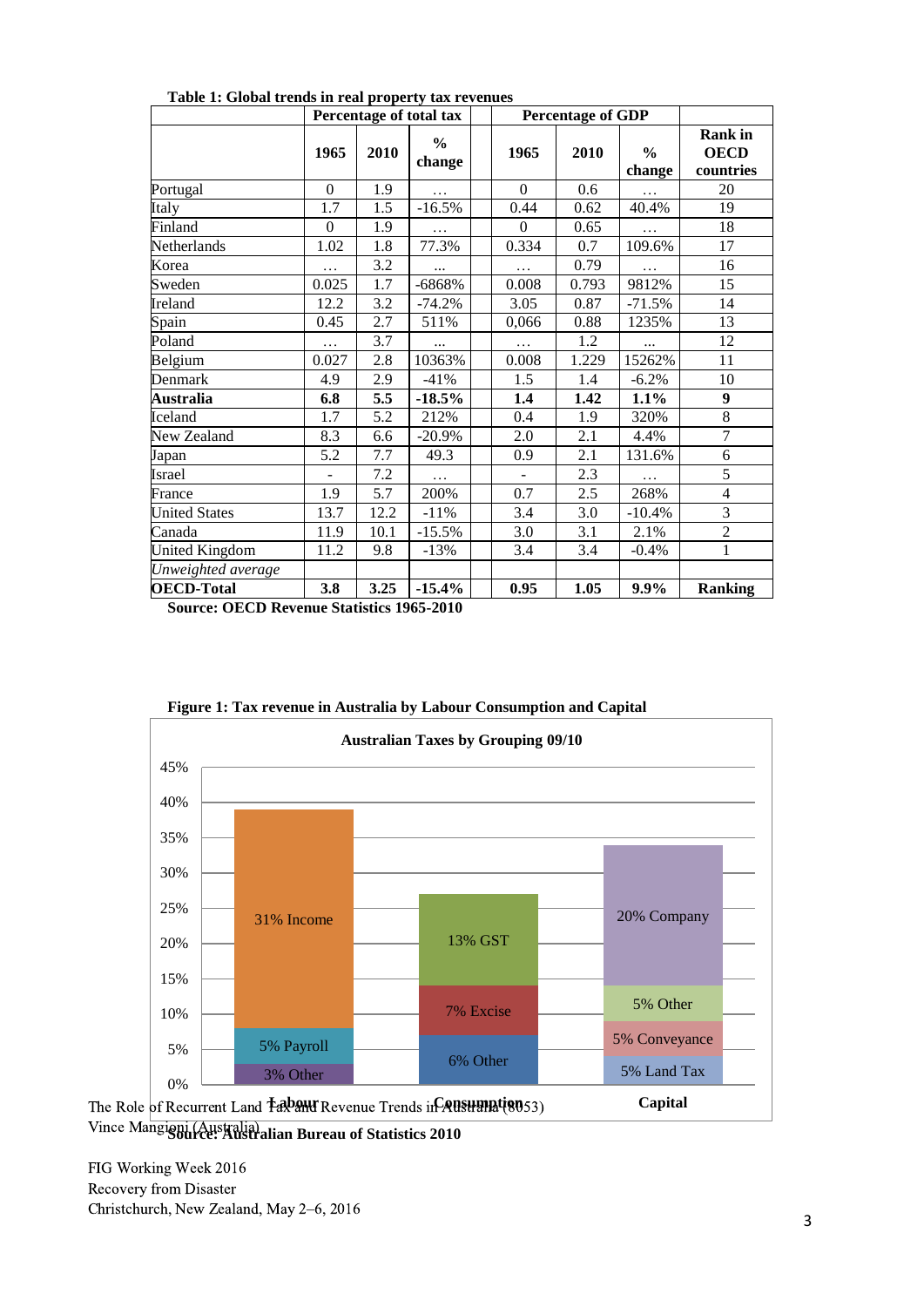**Table 1: Global trends in real property tax revenues**

| | Percentage of total tax | | | | Percentage of GDP | | | |
|---|---|---|---|---|---|---|---|---|
| | 1965 | 2010 | % change | | 1965 | 2010 | % change | Rank in OECD countries |
| Portugal | 0 | 1.9 | … | | 0 | 0.6 | … | 20 |
| Italy | 1.7 | 1.5 | -16.5% | | 0.44 | 0.62 | 40.4% | 19 |
| Finland | 0 | 1.9 | … | | 0 | 0.65 | … | 18 |
| Netherlands | 1.02 | 1.8 | 77.3% | | 0.334 | 0.7 | 109.6% | 17 |
| Korea | … | 3.2 | ... | | … | 0.79 | … | 16 |
| Sweden | 0.025 | 1.7 | -6868% | | 0.008 | 0.793 | 9812% | 15 |
| Ireland | 12.2 | 3.2 | -74.2% | | 3.05 | 0.87 | -71.5% | 14 |
| Spain | 0.45 | 2.7 | 511% | | 0,066 | 0.88 | 1235% | 13 |
| Poland | … | 3.7 | ... | | … | 1.2 | ... | 12 |
| Belgium | 0.027 | 2.8 | 10363% | | 0.008 | 1.229 | 15262% | 11 |
| Denmark | 4.9 | 2.9 | -41% | | 1.5 | 1.4 | -6.2% | 10 |
| **Australia** | **6.8** | **5.5** | **-18.5%** | | **1.4** | **1.42** | **1.1%** | **9** |
| Iceland | 1.7 | 5.2 | 212% | | 0.4 | 1.9 | 320% | 8 |
| New Zealand | 8.3 | 6.6 | -20.9% | | 2.0 | 2.1 | 4.4% | 7 |
| Japan | 5.2 | 7.7 | 49.3 | | 0.9 | 2.1 | 131.6% | 6 |
| Israel | - | 7.2 | … | | - | 2.3 | … | 5 |
| France | 1.9 | 5.7 | 200% | | 0.7 | 2.5 | 268% | 4 |
| United States | 13.7 | 12.2 | -11% | | 3.4 | 3.0 | -10.4% | 3 |
| Canada | 11.9 | 10.1 | -15.5% | | 3.0 | 3.1 | 2.1% | 2 |
| United Kingdom | 11.2 | 9.8 | -13% | | 3.4 | 3.4 | -0.4% | 1 |
| *Unweighted average* | | | | | | | | |
| **OECD-Total** | **3.8** | **3.25** | **-15.4%** | | **0.95** | **1.05** | **9.9%** | **Ranking** |

**Source: OECD Revenue Statistics 1965-2010**

**Figure 1: Tax revenue in Australia by Labour Consumption and Capital**

**Australian Taxes by Grouping 09/10**

| | Labour | Consumption | Capital |
|---|---|---|---|
| | 31% Income | 13% GST | 20% Company |
| | 5% Payroll | 7% Excise | 5% Other |
| | 3% Other | 6% Other | 5% Conveyance |
| | | | 5% Land Tax |

**Source: Australian Bureau of Statistics 2010**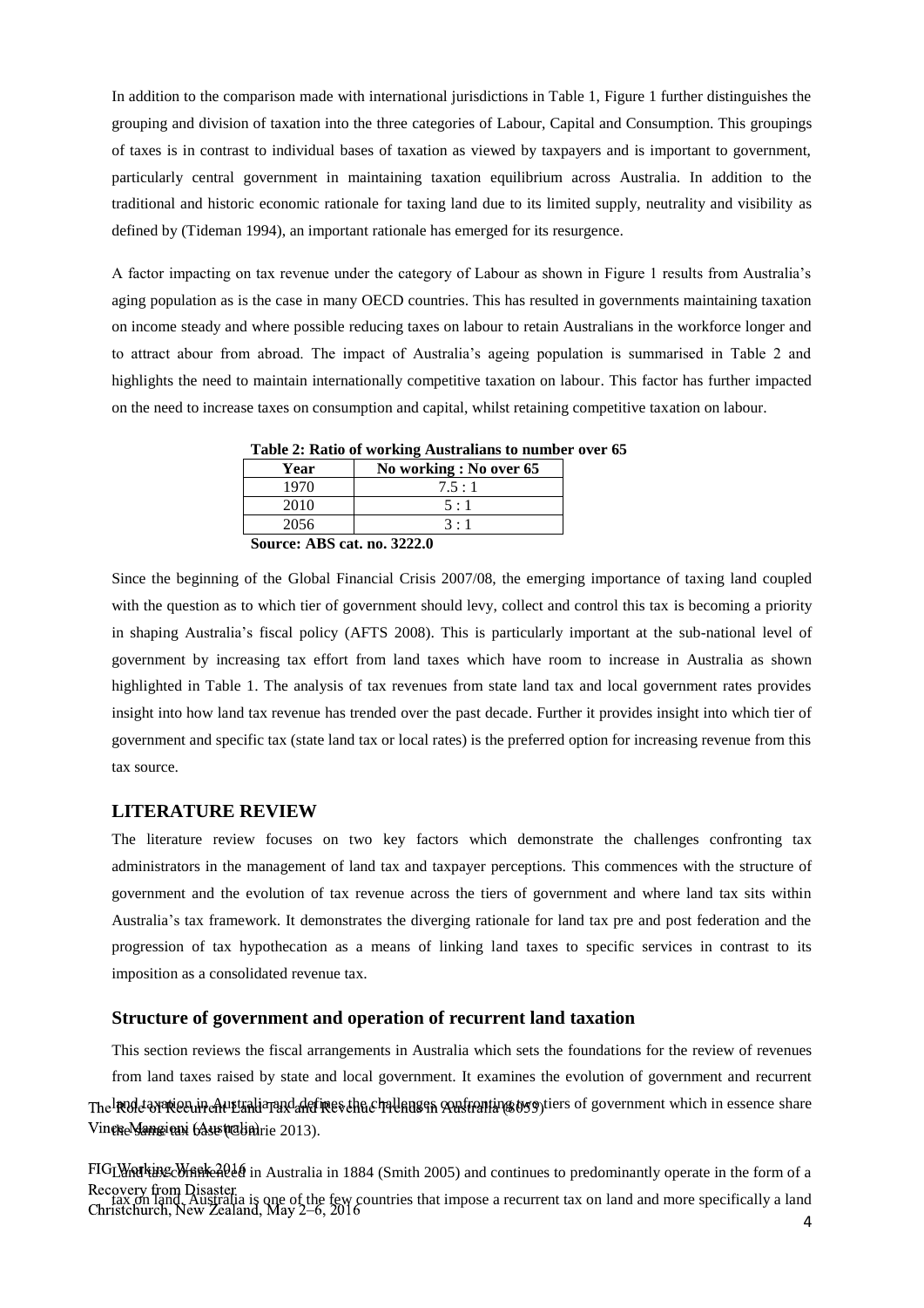In addition to the comparison made with international jurisdictions in Table 1, Figure 1 further distinguishes the grouping and division of taxation into the three categories of Labour, Capital and Consumption. This groupings of taxes is in contrast to individual bases of taxation as viewed by taxpayers and is important to government, particularly central government in maintaining taxation equilibrium across Australia. In addition to the traditional and historic economic rationale for taxing land due to its limited supply, neutrality and visibility as defined by (Tideman 1994), an important rationale has emerged for its resurgence.

A factor impacting on tax revenue under the category of Labour as shown in Figure 1 results from Australia's aging population as is the case in many OECD countries. This has resulted in governments maintaining taxation on income steady and where possible reducing taxes on labour to retain Australians in the workforce longer and to attract abour from abroad. The impact of Australia's ageing population is summarised in Table 2 and highlights the need to maintain internationally competitive taxation on labour. This factor has further impacted on the need to increase taxes on consumption and capital, whilst retaining competitive taxation on labour.

**Table 2: Ratio of working Australians to number over 65**

| Year | No working : No over 65 |
|---|---|
| 1970 | 7.5 : 1 |
| 2010 | 5 : 1 |
| 2056 | 3 : 1 |

**Source: ABS cat. no. 3222.0**

Since the beginning of the Global Financial Crisis 2007/08, the emerging importance of taxing land coupled with the question as to which tier of government should levy, collect and control this tax is becoming a priority in shaping Australia's fiscal policy (AFTS 2008). This is particularly important at the sub-national level of government by increasing tax effort from land taxes which have room to increase in Australia as shown highlighted in Table 1. The analysis of tax revenues from state land tax and local government rates provides insight into how land tax revenue has trended over the past decade. Further it provides insight into which tier of government and specific tax (state land tax or local rates) is the preferred option for increasing revenue from this tax source.

## LITERATURE REVIEW

The literature review focuses on two key factors which demonstrate the challenges confronting tax administrators in the management of land tax and taxpayer perceptions. This commences with the structure of government and the evolution of tax revenue across the tiers of government and where land tax sits within Australia's tax framework. It demonstrates the diverging rationale for land tax pre and post federation and the progression of tax hypothecation as a means of linking land taxes to specific services in contrast to its imposition as a consolidated revenue tax.

### Structure of government and operation of recurrent land taxation

This section reviews the fiscal arrangements in Australia which sets the foundations for the review of revenues from land taxes raised by state and local government. It examines the evolution of government and recurrent land taxation in Australia and defines the challenges confronting two tiers of government which in essence share the same tax base (Comrie 2013).

Land tax commenced in Australia in 1884 (Smith 2005) and continues to predominantly operate in the form of a tax on land. Australia is one of the few countries that impose a recurrent tax on land and more specifically a land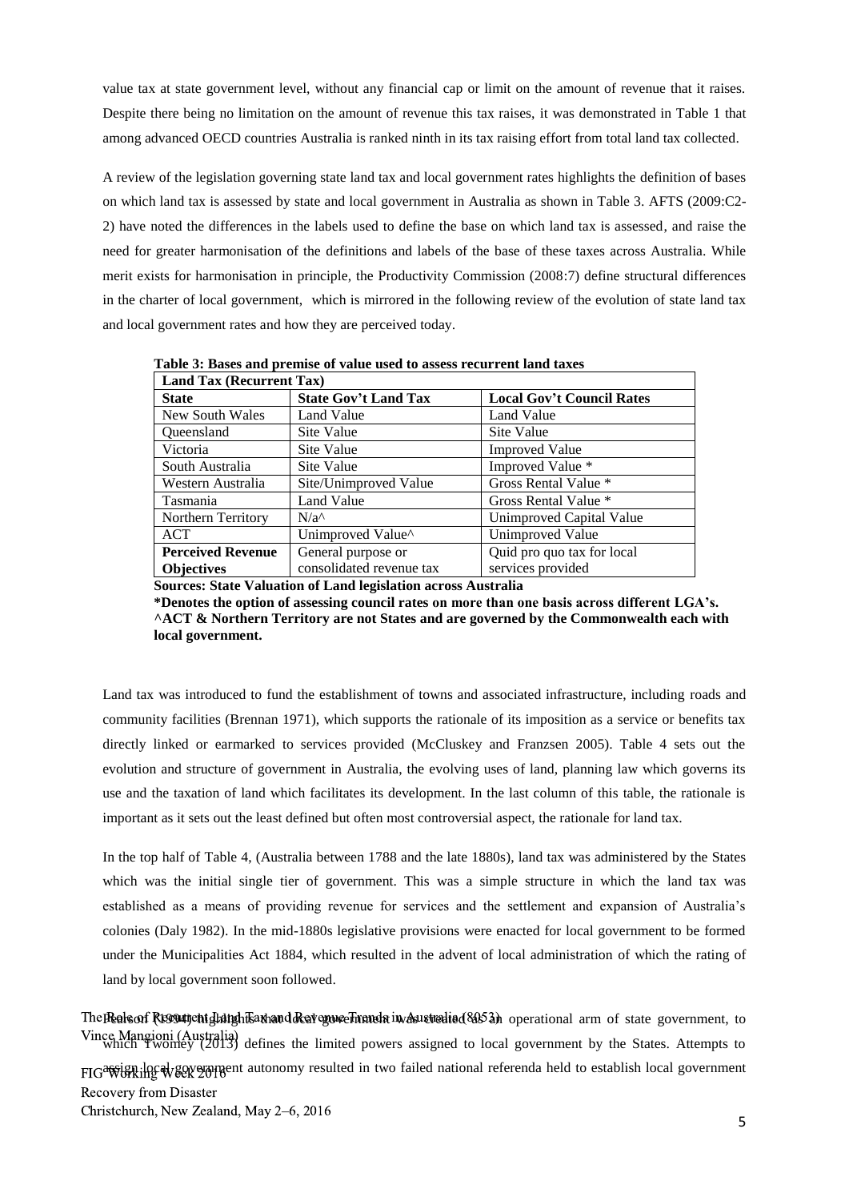value tax at state government level, without any financial cap or limit on the amount of revenue that it raises. Despite there being no limitation on the amount of revenue this tax raises, it was demonstrated in Table 1 that among advanced OECD countries Australia is ranked ninth in its tax raising effort from total land tax collected.

A review of the legislation governing state land tax and local government rates highlights the definition of bases on which land tax is assessed by state and local government in Australia as shown in Table 3. AFTS (2009:C2-2) have noted the differences in the labels used to define the base on which land tax is assessed, and raise the need for greater harmonisation of the definitions and labels of the base of these taxes across Australia. While merit exists for harmonisation in principle, the Productivity Commission (2008:7) define structural differences in the charter of local government, which is mirrored in the following review of the evolution of state land tax and local government rates and how they are perceived today.

**Table 3: Bases and premise of value used to assess recurrent land taxes**

| **Land Tax (Recurrent Tax)** | | |
|---|---|---|
| **State** | **State Gov't Land Tax** | **Local Gov't Council Rates** |
| New South Wales | Land Value | Land Value |
| Queensland | Site Value | Site Value |
| Victoria | Site Value | Improved Value |
| South Australia | Site Value | Improved Value * |
| Western Australia | Site/Unimproved Value | Gross Rental Value * |
| Tasmania | Land Value | Gross Rental Value * |
| Northern Territory | N/a^ | Unimproved Capital Value |
| ACT | Unimproved Value^ | Unimproved Value |
| **Perceived Revenue Objectives** | General purpose or consolidated revenue tax | Quid pro quo tax for local services provided |

**Sources: State Valuation of Land legislation across Australia**
**\*Denotes the option of assessing council rates on more than one basis across different LGA's.**
**^ACT & Northern Territory are not States and are governed by the Commonwealth each with local government.**

Land tax was introduced to fund the establishment of towns and associated infrastructure, including roads and community facilities (Brennan 1971), which supports the rationale of its imposition as a service or benefits tax directly linked or earmarked to services provided (McCluskey and Franzsen 2005). Table 4 sets out the evolution and structure of government in Australia, the evolving uses of land, planning law which governs its use and the taxation of land which facilitates its development. In the last column of this table, the rationale is important as it sets out the least defined but often most controversial aspect, the rationale for land tax.

In the top half of Table 4, (Australia between 1788 and the late 1880s), land tax was administered by the States which was the initial single tier of government. This was a simple structure in which the land tax was established as a means of providing revenue for services and the settlement and expansion of Australia's colonies (Daly 1982). In the mid-1880s legislative provisions were enacted for local government to be formed under the Municipalities Act 1884, which resulted in the advent of local administration of which the rating of land by local government soon followed.

Pearson (1994) highlights that local government was created as an operational arm of state government, to which Twomey (2013) defines the limited powers assigned to local government by the States. Attempts to assign local government autonomy resulted in two failed national referenda held to establish local government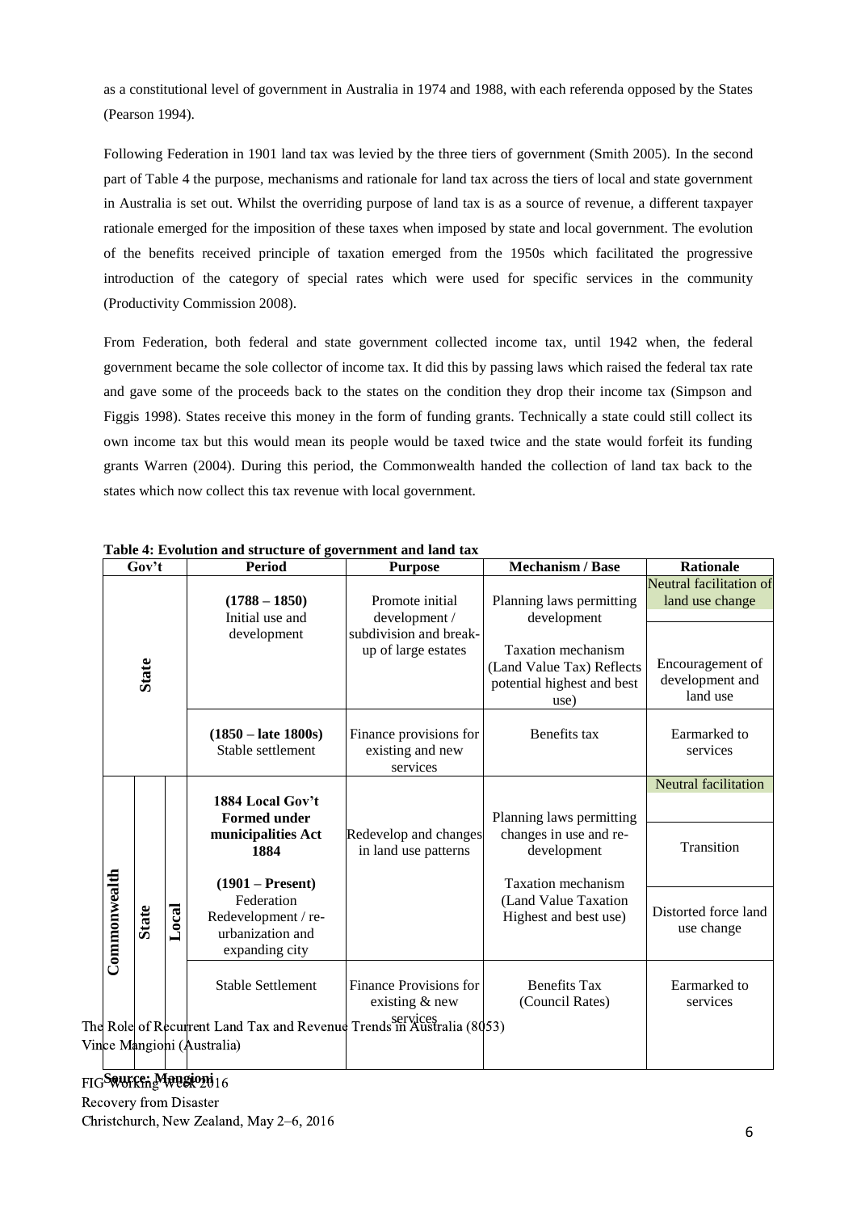as a constitutional level of government in Australia in 1974 and 1988, with each referenda opposed by the States (Pearson 1994).

Following Federation in 1901 land tax was levied by the three tiers of government (Smith 2005). In the second part of Table 4 the purpose, mechanisms and rationale for land tax across the tiers of local and state government in Australia is set out. Whilst the overriding purpose of land tax is as a source of revenue, a different taxpayer rationale emerged for the imposition of these taxes when imposed by state and local government. The evolution of the benefits received principle of taxation emerged from the 1950s which facilitated the progressive introduction of the category of special rates which were used for specific services in the community (Productivity Commission 2008).

From Federation, both federal and state government collected income tax, until 1942 when, the federal government became the sole collector of income tax. It did this by passing laws which raised the federal tax rate and gave some of the proceeds back to the states on the condition they drop their income tax (Simpson and Figgis 1998). States receive this money in the form of funding grants. Technically a state could still collect its own income tax but this would mean its people would be taxed twice and the state would forfeit its funding grants Warren (2004). During this period, the Commonwealth handed the collection of land tax back to the states which now collect this tax revenue with local government.

**Table 4: Evolution and structure of government and land tax**

| Gov't | Period | Purpose | Mechanism / Base | Rationale |
|---|---|---|---|---|
| State | **(1788 – 1850)** Initial use and development | Promote initial development / subdivision and break-up of large estates | Planning laws permitting development | Neutral facilitation of land use change |
| | | | Taxation mechanism (Land Value Tax) Reflects potential highest and best use) | Encouragement of development and land use |
| | **(1850 – late 1800s)** Stable settlement | Finance provisions for existing and new services | Benefits tax | Earmarked to services |
| Commonwealth / State / Local | **1884 Local Gov't Formed under municipalities Act 1884** | Redevelop and changes in land use patterns | Planning laws permitting changes in use and re-development | Neutral facilitation |
| | | | | Transition |
| | **(1901 – Present)** Federation Redevelopment / re-urbanization and expanding city | | Taxation mechanism (Land Value Taxation Highest and best use) | Distorted force land use change |
| | Stable Settlement | Finance Provisions for existing & new services | Benefits Tax (Council Rates) | Earmarked to services |

**Source: Mangioni**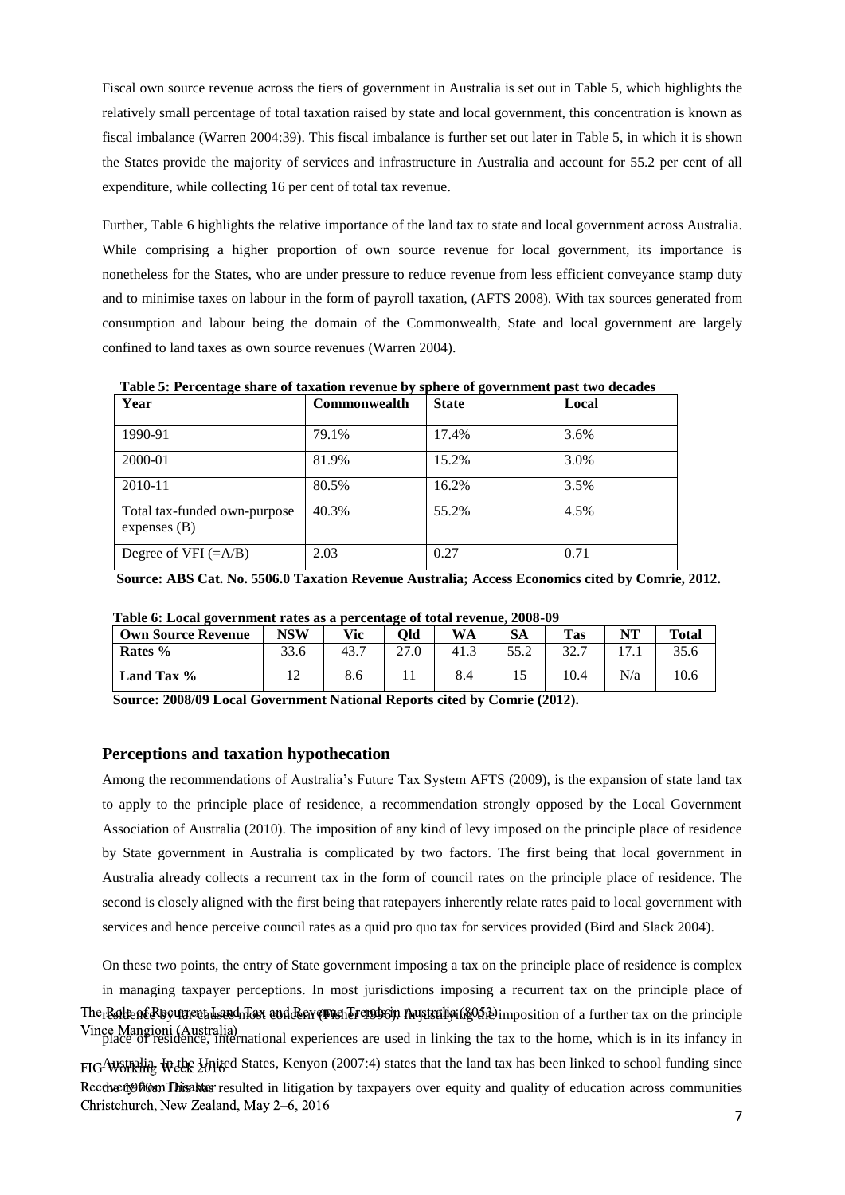Fiscal own source revenue across the tiers of government in Australia is set out in Table 5, which highlights the relatively small percentage of total taxation raised by state and local government, this concentration is known as fiscal imbalance (Warren 2004:39). This fiscal imbalance is further set out later in Table 5, in which it is shown the States provide the majority of services and infrastructure in Australia and account for 55.2 per cent of all expenditure, while collecting 16 per cent of total tax revenue.

Further, Table 6 highlights the relative importance of the land tax to state and local government across Australia. While comprising a higher proportion of own source revenue for local government, its importance is nonetheless for the States, who are under pressure to reduce revenue from less efficient conveyance stamp duty and to minimise taxes on labour in the form of payroll taxation, (AFTS 2008). With tax sources generated from consumption and labour being the domain of the Commonwealth, State and local government are largely confined to land taxes as own source revenues (Warren 2004).

**Table 5: Percentage share of taxation revenue by sphere of government past two decades**

| Year | Commonwealth | State | Local |
|---|---|---|---|
| 1990-91 | 79.1% | 17.4% | 3.6% |
| 2000-01 | 81.9% | 15.2% | 3.0% |
| 2010-11 | 80.5% | 16.2% | 3.5% |
| Total tax-funded own-purpose expenses (B) | 40.3% | 55.2% | 4.5% |
| Degree of VFI (=A/B) | 2.03 | 0.27 | 0.71 |

**Source: ABS Cat. No. 5506.0 Taxation Revenue Australia; Access Economics cited by Comrie, 2012.**

**Table 6: Local government rates as a percentage of total revenue, 2008-09**

| Own Source Revenue | NSW | Vic | Qld | WA | SA | Tas | NT | Total |
|---|---|---|---|---|---|---|---|---|
| Rates % | 33.6 | 43.7 | 27.0 | 41.3 | 55.2 | 32.7 | 17.1 | 35.6 |
| Land Tax % | 12 | 8.6 | 11 | 8.4 | 15 | 10.4 | N/a | 10.6 |

**Source: 2008/09 Local Government National Reports cited by Comrie (2012).**

## Perceptions and taxation hypothecation

Among the recommendations of Australia's Future Tax System AFTS (2009), is the expansion of state land tax to apply to the principle place of residence, a recommendation strongly opposed by the Local Government Association of Australia (2010). The imposition of any kind of levy imposed on the principle place of residence by State government in Australia is complicated by two factors. The first being that local government in Australia already collects a recurrent tax in the form of council rates on the principle place of residence. The second is closely aligned with the first being that ratepayers inherently relate rates paid to local government with services and hence perceive council rates as a quid pro quo tax for services provided (Bird and Slack 2004).

On these two points, the entry of State government imposing a tax on the principle place of residence is complex in managing taxpayer perceptions. In most jurisdictions imposing a recurrent tax on the principle place of residence by far causes most concern (Fisher 1996). In justifying the imposition of a further tax on the principle place of residence, international experiences are used in linking the tax to the home, which is in its infancy in Australia. In the United States, Kenyon (2007:4) states that the land tax has been linked to school funding since the early 1970s. This has resulted in litigation by taxpayers over equity and quality of education across communities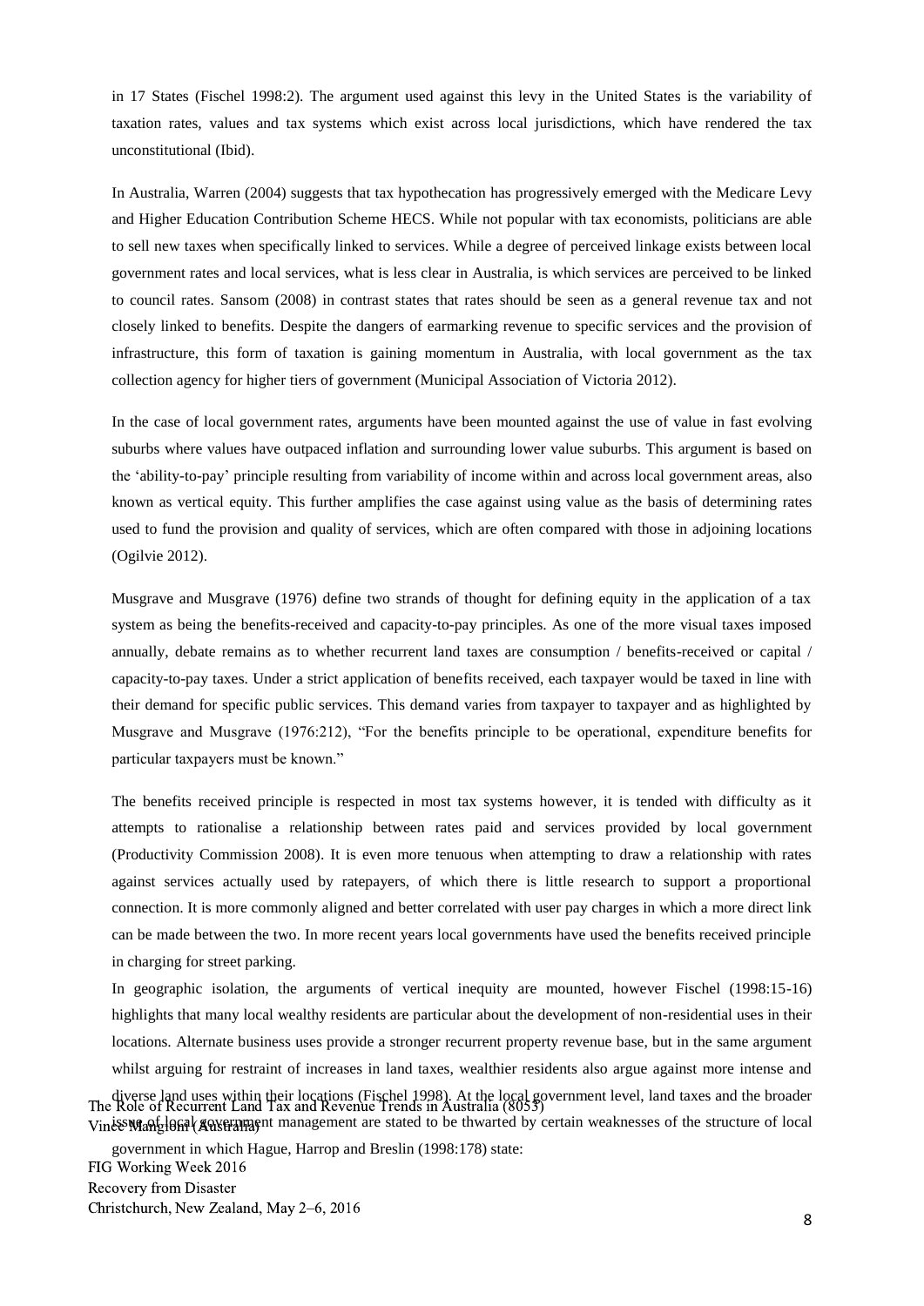in 17 States (Fischel 1998:2). The argument used against this levy in the United States is the variability of taxation rates, values and tax systems which exist across local jurisdictions, which have rendered the tax unconstitutional (Ibid).

In Australia, Warren (2004) suggests that tax hypothecation has progressively emerged with the Medicare Levy and Higher Education Contribution Scheme HECS. While not popular with tax economists, politicians are able to sell new taxes when specifically linked to services. While a degree of perceived linkage exists between local government rates and local services, what is less clear in Australia, is which services are perceived to be linked to council rates. Sansom (2008) in contrast states that rates should be seen as a general revenue tax and not closely linked to benefits. Despite the dangers of earmarking revenue to specific services and the provision of infrastructure, this form of taxation is gaining momentum in Australia, with local government as the tax collection agency for higher tiers of government (Municipal Association of Victoria 2012).

In the case of local government rates, arguments have been mounted against the use of value in fast evolving suburbs where values have outpaced inflation and surrounding lower value suburbs. This argument is based on the 'ability-to-pay' principle resulting from variability of income within and across local government areas, also known as vertical equity. This further amplifies the case against using value as the basis of determining rates used to fund the provision and quality of services, which are often compared with those in adjoining locations (Ogilvie 2012).

Musgrave and Musgrave (1976) define two strands of thought for defining equity in the application of a tax system as being the benefits-received and capacity-to-pay principles. As one of the more visual taxes imposed annually, debate remains as to whether recurrent land taxes are consumption / benefits-received or capital / capacity-to-pay taxes. Under a strict application of benefits received, each taxpayer would be taxed in line with their demand for specific public services. This demand varies from taxpayer to taxpayer and as highlighted by Musgrave and Musgrave (1976:212), "For the benefits principle to be operational, expenditure benefits for particular taxpayers must be known."

The benefits received principle is respected in most tax systems however, it is tended with difficulty as it attempts to rationalise a relationship between rates paid and services provided by local government (Productivity Commission 2008). It is even more tenuous when attempting to draw a relationship with rates against services actually used by ratepayers, of which there is little research to support a proportional connection. It is more commonly aligned and better correlated with user pay charges in which a more direct link can be made between the two. In more recent years local governments have used the benefits received principle in charging for street parking.

In geographic isolation, the arguments of vertical inequity are mounted, however Fischel (1998:15-16) highlights that many local wealthy residents are particular about the development of non-residential uses in their locations. Alternate business uses provide a stronger recurrent property revenue base, but in the same argument whilst arguing for restraint of increases in land taxes, wealthier residents also argue against more intense and diverse land uses within their locations (Fischel 1998). At the local government level, land taxes and the broader issue of local government management are stated to be thwarted by certain weaknesses of the structure of local government in which Hague, Harrop and Breslin (1998:178) state: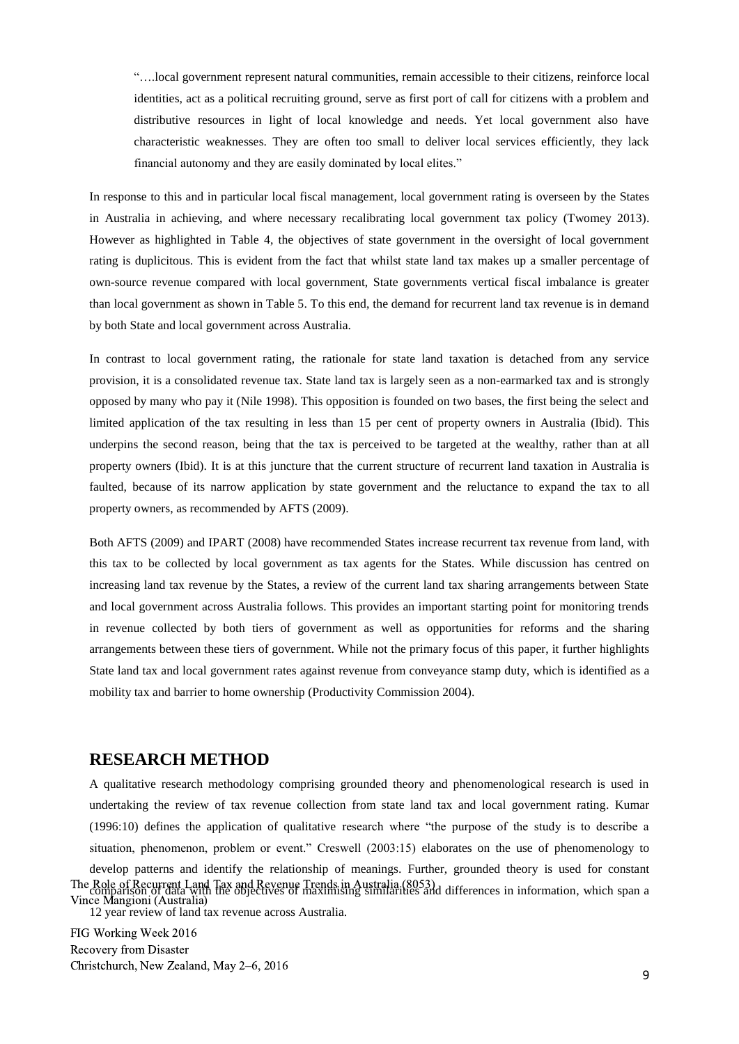"….local government represent natural communities, remain accessible to their citizens, reinforce local identities, act as a political recruiting ground, serve as first port of call for citizens with a problem and distributive resources in light of local knowledge and needs. Yet local government also have characteristic weaknesses. They are often too small to deliver local services efficiently, they lack financial autonomy and they are easily dominated by local elites."

In response to this and in particular local fiscal management, local government rating is overseen by the States in Australia in achieving, and where necessary recalibrating local government tax policy (Twomey 2013). However as highlighted in Table 4, the objectives of state government in the oversight of local government rating is duplicitous. This is evident from the fact that whilst state land tax makes up a smaller percentage of own-source revenue compared with local government, State governments vertical fiscal imbalance is greater than local government as shown in Table 5. To this end, the demand for recurrent land tax revenue is in demand by both State and local government across Australia.

In contrast to local government rating, the rationale for state land taxation is detached from any service provision, it is a consolidated revenue tax. State land tax is largely seen as a non-earmarked tax and is strongly opposed by many who pay it (Nile 1998). This opposition is founded on two bases, the first being the select and limited application of the tax resulting in less than 15 per cent of property owners in Australia (Ibid). This underpins the second reason, being that the tax is perceived to be targeted at the wealthy, rather than at all property owners (Ibid). It is at this juncture that the current structure of recurrent land taxation in Australia is faulted, because of its narrow application by state government and the reluctance to expand the tax to all property owners, as recommended by AFTS (2009).

Both AFTS (2009) and IPART (2008) have recommended States increase recurrent tax revenue from land, with this tax to be collected by local government as tax agents for the States. While discussion has centred on increasing land tax revenue by the States, a review of the current land tax sharing arrangements between State and local government across Australia follows. This provides an important starting point for monitoring trends in revenue collected by both tiers of government as well as opportunities for reforms and the sharing arrangements between these tiers of government. While not the primary focus of this paper, it further highlights State land tax and local government rates against revenue from conveyance stamp duty, which is identified as a mobility tax and barrier to home ownership (Productivity Commission 2004).

## RESEARCH METHOD

A qualitative research methodology comprising grounded theory and phenomenological research is used in undertaking the review of tax revenue collection from state land tax and local government rating. Kumar (1996:10) defines the application of qualitative research where "the purpose of the study is to describe a situation, phenomenon, problem or event." Creswell (2003:15) elaborates on the use of phenomenology to develop patterns and identify the relationship of meanings. Further, grounded theory is used for constant comparison of data with the objectives of maximising similarities and differences in information, which span a 12 year review of land tax revenue across Australia.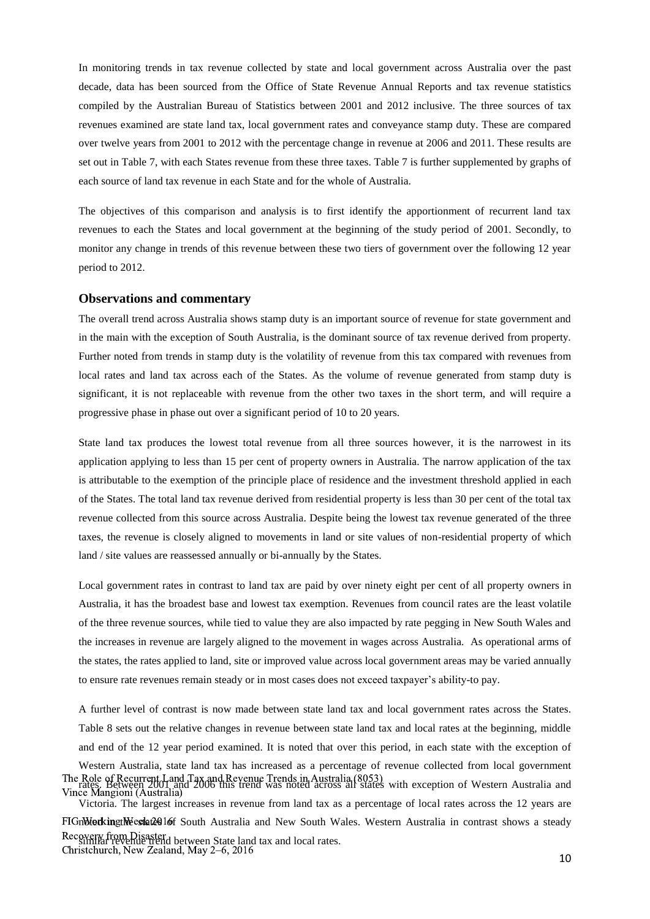In monitoring trends in tax revenue collected by state and local government across Australia over the past decade, data has been sourced from the Office of State Revenue Annual Reports and tax revenue statistics compiled by the Australian Bureau of Statistics between 2001 and 2012 inclusive. The three sources of tax revenues examined are state land tax, local government rates and conveyance stamp duty. These are compared over twelve years from 2001 to 2012 with the percentage change in revenue at 2006 and 2011. These results are set out in Table 7, with each States revenue from these three taxes. Table 7 is further supplemented by graphs of each source of land tax revenue in each State and for the whole of Australia.

The objectives of this comparison and analysis is to first identify the apportionment of recurrent land tax revenues to each the States and local government at the beginning of the study period of 2001. Secondly, to monitor any change in trends of this revenue between these two tiers of government over the following 12 year period to 2012.

### Observations and commentary

The overall trend across Australia shows stamp duty is an important source of revenue for state government and in the main with the exception of South Australia, is the dominant source of tax revenue derived from property. Further noted from trends in stamp duty is the volatility of revenue from this tax compared with revenues from local rates and land tax across each of the States. As the volume of revenue generated from stamp duty is significant, it is not replaceable with revenue from the other two taxes in the short term, and will require a progressive phase in phase out over a significant period of 10 to 20 years.

State land tax produces the lowest total revenue from all three sources however, it is the narrowest in its application applying to less than 15 per cent of property owners in Australia. The narrow application of the tax is attributable to the exemption of the principle place of residence and the investment threshold applied in each of the States. The total land tax revenue derived from residential property is less than 30 per cent of the total tax revenue collected from this source across Australia. Despite being the lowest tax revenue generated of the three taxes, the revenue is closely aligned to movements in land or site values of non-residential property of which land / site values are reassessed annually or bi-annually by the States.

Local government rates in contrast to land tax are paid by over ninety eight per cent of all property owners in Australia, it has the broadest base and lowest tax exemption. Revenues from council rates are the least volatile of the three revenue sources, while tied to value they are also impacted by rate pegging in New South Wales and the increases in revenue are largely aligned to the movement in wages across Australia. As operational arms of the states, the rates applied to land, site or improved value across local government areas may be varied annually to ensure rate revenues remain steady or in most cases does not exceed taxpayer's ability-to pay.

A further level of contrast is now made between state land tax and local government rates across the States. Table 8 sets out the relative changes in revenue between state land tax and local rates at the beginning, middle and end of the 12 year period examined. It is noted that over this period, in each state with the exception of Western Australia, state land tax has increased as a percentage of revenue collected from local government rates. Between 2001 and 2006 this trend was noted across all states with exception of Western Australia and Victoria. The largest increases in revenue from land tax as a percentage of local rates across the 12 years are noted in the states of South Australia and New South Wales. Western Australia in contrast shows a steady similar revenue trend between State land tax and local rates.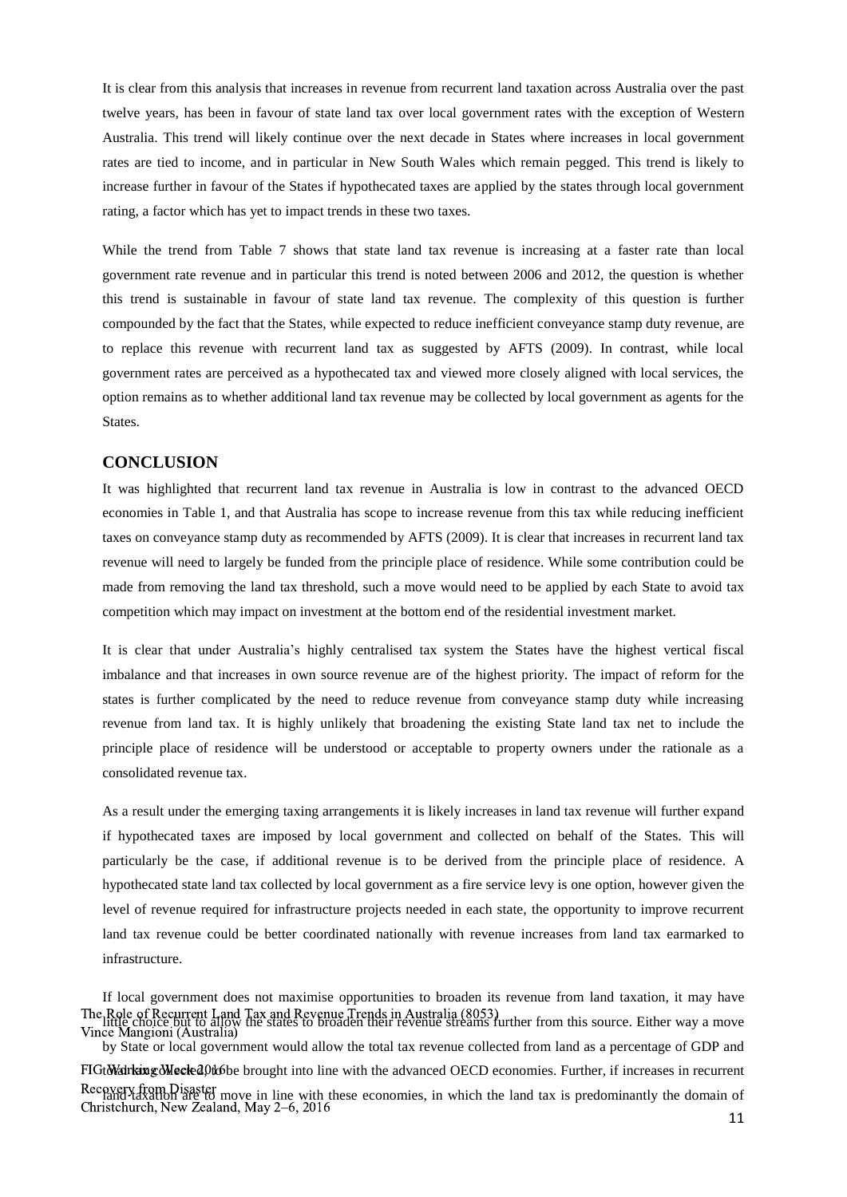It is clear from this analysis that increases in revenue from recurrent land taxation across Australia over the past twelve years, has been in favour of state land tax over local government rates with the exception of Western Australia. This trend will likely continue over the next decade in States where increases in local government rates are tied to income, and in particular in New South Wales which remain pegged. This trend is likely to increase further in favour of the States if hypothecated taxes are applied by the states through local government rating, a factor which has yet to impact trends in these two taxes.

While the trend from Table 7 shows that state land tax revenue is increasing at a faster rate than local government rate revenue and in particular this trend is noted between 2006 and 2012, the question is whether this trend is sustainable in favour of state land tax revenue. The complexity of this question is further compounded by the fact that the States, while expected to reduce inefficient conveyance stamp duty revenue, are to replace this revenue with recurrent land tax as suggested by AFTS (2009). In contrast, while local government rates are perceived as a hypothecated tax and viewed more closely aligned with local services, the option remains as to whether additional land tax revenue may be collected by local government as agents for the States.

## CONCLUSION

It was highlighted that recurrent land tax revenue in Australia is low in contrast to the advanced OECD economies in Table 1, and that Australia has scope to increase revenue from this tax while reducing inefficient taxes on conveyance stamp duty as recommended by AFTS (2009). It is clear that increases in recurrent land tax revenue will need to largely be funded from the principle place of residence. While some contribution could be made from removing the land tax threshold, such a move would need to be applied by each State to avoid tax competition which may impact on investment at the bottom end of the residential investment market.

It is clear that under Australia's highly centralised tax system the States have the highest vertical fiscal imbalance and that increases in own source revenue are of the highest priority. The impact of reform for the states is further complicated by the need to reduce revenue from conveyance stamp duty while increasing revenue from land tax. It is highly unlikely that broadening the existing State land tax net to include the principle place of residence will be understood or acceptable to property owners under the rationale as a consolidated revenue tax.

As a result under the emerging taxing arrangements it is likely increases in land tax revenue will further expand if hypothecated taxes are imposed by local government and collected on behalf of the States. This will particularly be the case, if additional revenue is to be derived from the principle place of residence. A hypothecated state land tax collected by local government as a fire service levy is one option, however given the level of revenue required for infrastructure projects needed in each state, the opportunity to improve recurrent land tax revenue could be better coordinated nationally with revenue increases from land tax earmarked to infrastructure.

If local government does not maximise opportunities to broaden its revenue from land taxation, it may have little choice but to allow the states to broaden their revenue streams further from this source. Either way a move by State or local government would allow the total tax revenue collected from land as a percentage of GDP and total tax collected, to be brought into line with the advanced OECD economies. Further, if increases in recurrent land taxation are to move in line with these economies, in which the land tax is predominantly the domain of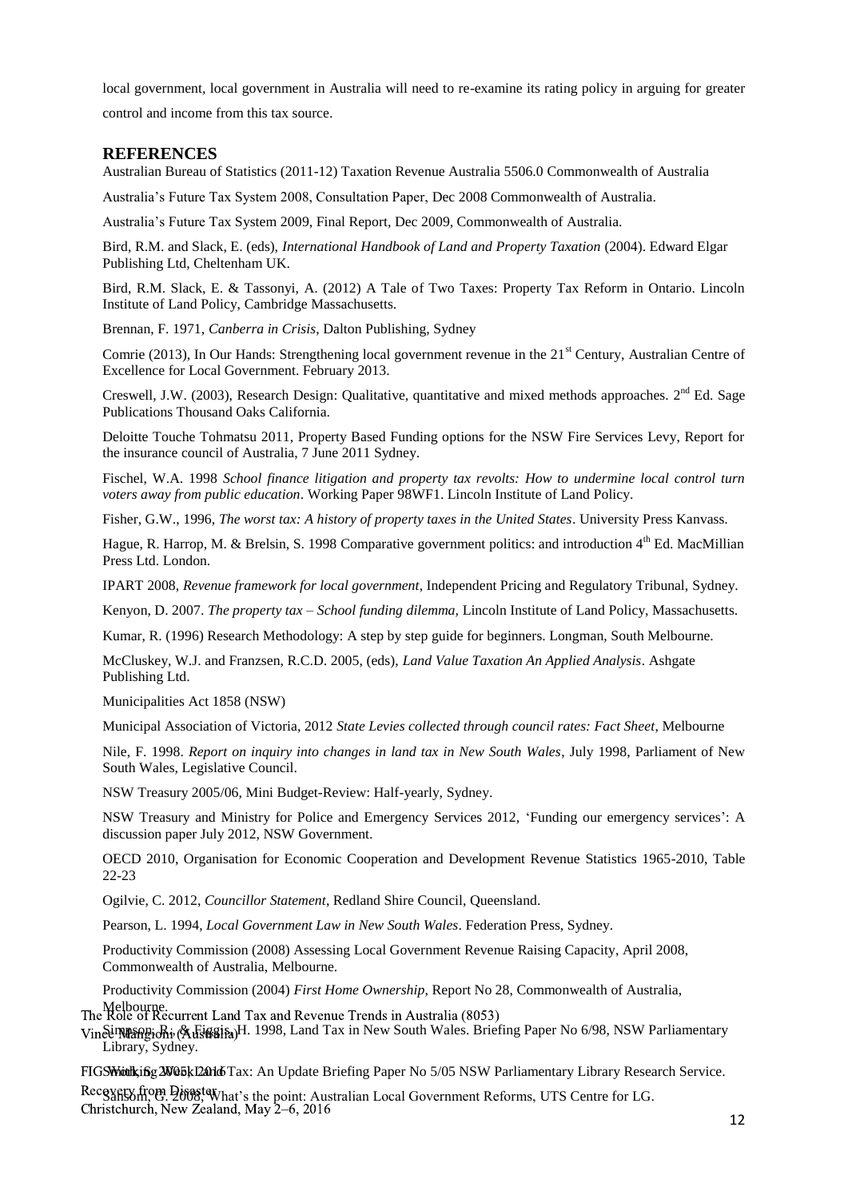local government, local government in Australia will need to re-examine its rating policy in arguing for greater control and income from this tax source.

## REFERENCES

Australian Bureau of Statistics (2011-12) Taxation Revenue Australia 5506.0 Commonwealth of Australia

Australia's Future Tax System 2008, Consultation Paper, Dec 2008 Commonwealth of Australia.

Australia's Future Tax System 2009, Final Report, Dec 2009, Commonwealth of Australia.

Bird, R.M. and Slack, E. (eds), *International Handbook of Land and Property Taxation* (2004). Edward Elgar Publishing Ltd, Cheltenham UK.

Bird, R.M. Slack, E. & Tassonyi, A. (2012) A Tale of Two Taxes: Property Tax Reform in Ontario. Lincoln Institute of Land Policy, Cambridge Massachusetts.

Brennan, F. 1971, *Canberra in Crisis*, Dalton Publishing, Sydney

Comrie (2013), In Our Hands: Strengthening local government revenue in the 21st Century, Australian Centre of Excellence for Local Government. February 2013.

Creswell, J.W. (2003), Research Design: Qualitative, quantitative and mixed methods approaches. 2nd Ed. Sage Publications Thousand Oaks California.

Deloitte Touche Tohmatsu 2011, Property Based Funding options for the NSW Fire Services Levy, Report for the insurance council of Australia, 7 June 2011 Sydney.

Fischel, W.A. 1998 *School finance litigation and property tax revolts: How to undermine local control turn voters away from public education*. Working Paper 98WF1. Lincoln Institute of Land Policy.

Fisher, G.W., 1996, *The worst tax: A history of property taxes in the United States*. University Press Kanvass.

Hague, R. Harrop, M. & Brelsin, S. 1998 Comparative government politics: and introduction 4th Ed. MacMillian Press Ltd. London.

IPART 2008, *Revenue framework for local government*, Independent Pricing and Regulatory Tribunal, Sydney.

Kenyon, D. 2007. *The property tax – School funding dilemma*, Lincoln Institute of Land Policy, Massachusetts.

Kumar, R. (1996) Research Methodology: A step by step guide for beginners. Longman, South Melbourne.

McCluskey, W.J. and Franzsen, R.C.D. 2005, (eds), *Land Value Taxation An Applied Analysis*. Ashgate Publishing Ltd.

Municipalities Act 1858 (NSW)

Municipal Association of Victoria, 2012 *State Levies collected through council rates: Fact Sheet*, Melbourne

Nile, F. 1998. *Report on inquiry into changes in land tax in New South Wales*, July 1998, Parliament of New South Wales, Legislative Council.

NSW Treasury 2005/06, Mini Budget-Review: Half-yearly, Sydney.

NSW Treasury and Ministry for Police and Emergency Services 2012, 'Funding our emergency services': A discussion paper July 2012, NSW Government.

OECD 2010, Organisation for Economic Cooperation and Development Revenue Statistics 1965-2010, Table 22-23

Ogilvie, C. 2012, *Councillor Statement*, Redland Shire Council, Queensland.

Pearson, L. 1994, *Local Government Law in New South Wales*. Federation Press, Sydney.

Productivity Commission (2008) Assessing Local Government Revenue Raising Capacity, April 2008, Commonwealth of Australia, Melbourne.

Productivity Commission (2004) *First Home Ownership*, Report No 28, Commonwealth of Australia, Melbourne.

Simpson, R. & Figgis, H. 1998, Land Tax in New South Wales. Briefing Paper No 6/98, NSW Parliamentary Library, Sydney.

Smith, S. 2005, Land Tax: An Update Briefing Paper No 5/05 NSW Parliamentary Library Research Service.

Sansom, G. 2008, What's the point: Australian Local Government Reforms, UTS Centre for LG.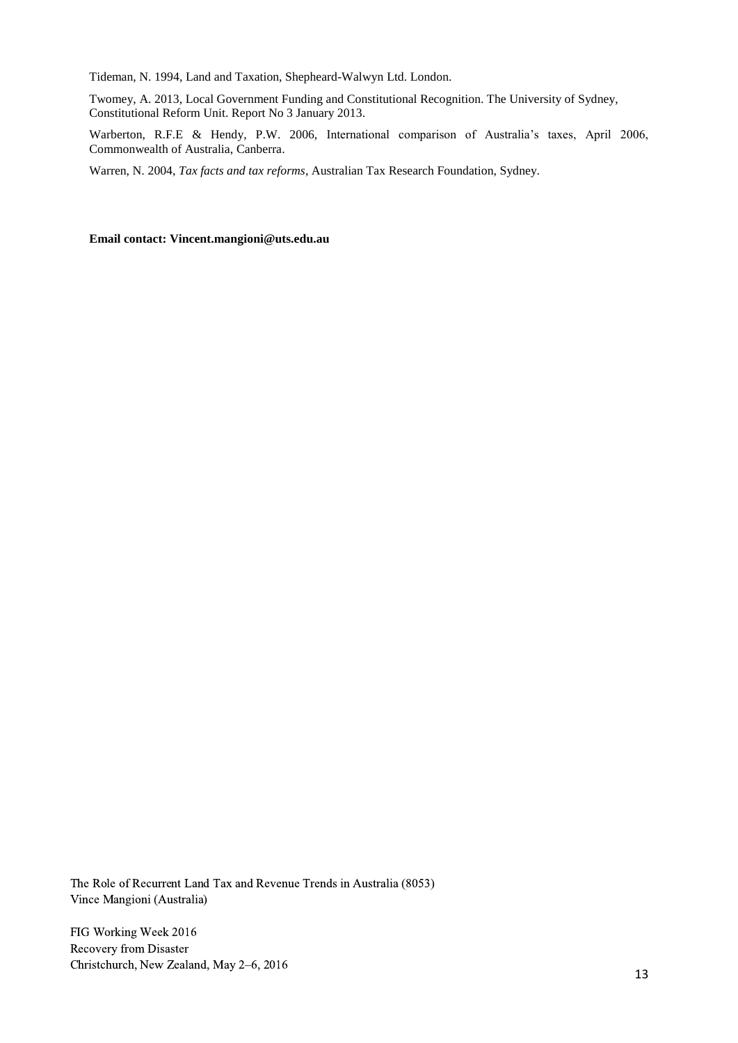Tideman, N. 1994, Land and Taxation, Shepheard-Walwyn Ltd. London.

Twomey, A. 2013, Local Government Funding and Constitutional Recognition. The University of Sydney, Constitutional Reform Unit. Report No 3 January 2013.

Warberton, R.F.E & Hendy, P.W. 2006, International comparison of Australia's taxes, April 2006, Commonwealth of Australia, Canberra.

Warren, N. 2004, *Tax facts and tax reforms*, Australian Tax Research Foundation, Sydney.

**Email contact: Vincent.mangioni@uts.edu.au**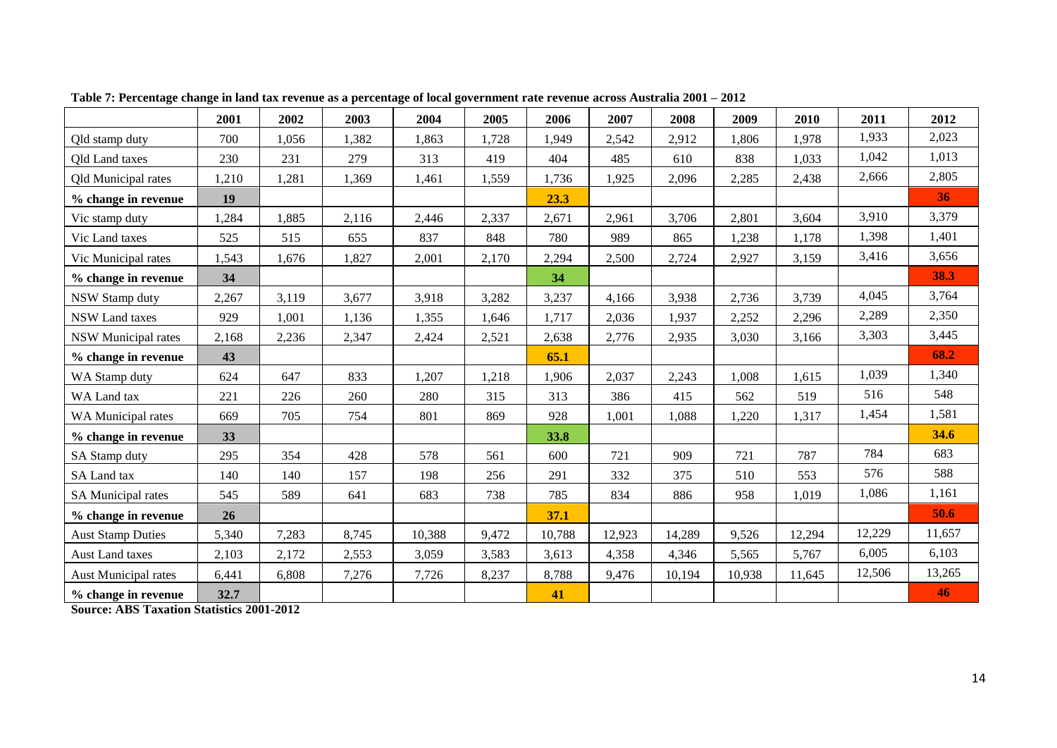**Table 7: Percentage change in land tax revenue as a percentage of local government rate revenue across Australia 2001 – 2012**

| | 2001 | 2002 | 2003 | 2004 | 2005 | 2006 | 2007 | 2008 | 2009 | 2010 | 2011 | 2012 |
|---|---|---|---|---|---|---|---|---|---|---|---|---|
| Qld stamp duty | 700 | 1,056 | 1,382 | 1,863 | 1,728 | 1,949 | 2,542 | 2,912 | 1,806 | 1,978 | 1,933 | 2,023 |
| Qld Land taxes | 230 | 231 | 279 | 313 | 419 | 404 | 485 | 610 | 838 | 1,033 | 1,042 | 1,013 |
| Qld Municipal rates | 1,210 | 1,281 | 1,369 | 1,461 | 1,559 | 1,736 | 1,925 | 2,096 | 2,285 | 2,438 | 2,666 | 2,805 |
| **% change in revenue** | **19** | | | | | **23.3** | | | | | | **36** |
| Vic stamp duty | 1,284 | 1,885 | 2,116 | 2,446 | 2,337 | 2,671 | 2,961 | 3,706 | 2,801 | 3,604 | 3,910 | 3,379 |
| Vic Land taxes | 525 | 515 | 655 | 837 | 848 | 780 | 989 | 865 | 1,238 | 1,178 | 1,398 | 1,401 |
| Vic Municipal rates | 1,543 | 1,676 | 1,827 | 2,001 | 2,170 | 2,294 | 2,500 | 2,724 | 2,927 | 3,159 | 3,416 | 3,656 |
| **% change in revenue** | **34** | | | | | **34** | | | | | | **38.3** |
| NSW Stamp duty | 2,267 | 3,119 | 3,677 | 3,918 | 3,282 | 3,237 | 4,166 | 3,938 | 2,736 | 3,739 | 4,045 | 3,764 |
| NSW Land taxes | 929 | 1,001 | 1,136 | 1,355 | 1,646 | 1,717 | 2,036 | 1,937 | 2,252 | 2,296 | 2,289 | 2,350 |
| NSW Municipal rates | 2,168 | 2,236 | 2,347 | 2,424 | 2,521 | 2,638 | 2,776 | 2,935 | 3,030 | 3,166 | 3,303 | 3,445 |
| **% change in revenue** | **43** | | | | | **65.1** | | | | | | **68.2** |
| WA Stamp duty | 624 | 647 | 833 | 1,207 | 1,218 | 1,906 | 2,037 | 2,243 | 1,008 | 1,615 | 1,039 | 1,340 |
| WA Land tax | 221 | 226 | 260 | 280 | 315 | 313 | 386 | 415 | 562 | 519 | 516 | 548 |
| WA Municipal rates | 669 | 705 | 754 | 801 | 869 | 928 | 1,001 | 1,088 | 1,220 | 1,317 | 1,454 | 1,581 |
| **% change in revenue** | **33** | | | | | **33.8** | | | | | | **34.6** |
| SA Stamp duty | 295 | 354 | 428 | 578 | 561 | 600 | 721 | 909 | 721 | 787 | 784 | 683 |
| SA Land tax | 140 | 140 | 157 | 198 | 256 | 291 | 332 | 375 | 510 | 553 | 576 | 588 |
| SA Municipal rates | 545 | 589 | 641 | 683 | 738 | 785 | 834 | 886 | 958 | 1,019 | 1,086 | 1,161 |
| **% change in revenue** | **26** | | | | | **37.1** | | | | | | **50.6** |
| Aust Stamp Duties | 5,340 | 7,283 | 8,745 | 10,388 | 9,472 | 10,788 | 12,923 | 14,289 | 9,526 | 12,294 | 12,229 | 11,657 |
| Aust Land taxes | 2,103 | 2,172 | 2,553 | 3,059 | 3,583 | 3,613 | 4,358 | 4,346 | 5,565 | 5,767 | 6,005 | 6,103 |
| Aust Municipal rates | 6,441 | 6,808 | 7,276 | 7,726 | 8,237 | 8,788 | 9,476 | 10,194 | 10,938 | 11,645 | 12,506 | 13,265 |
| **% change in revenue** | **32.7** | | | | | **41** | | | | | | **46** |

**Source: ABS Taxation Statistics 2001-2012**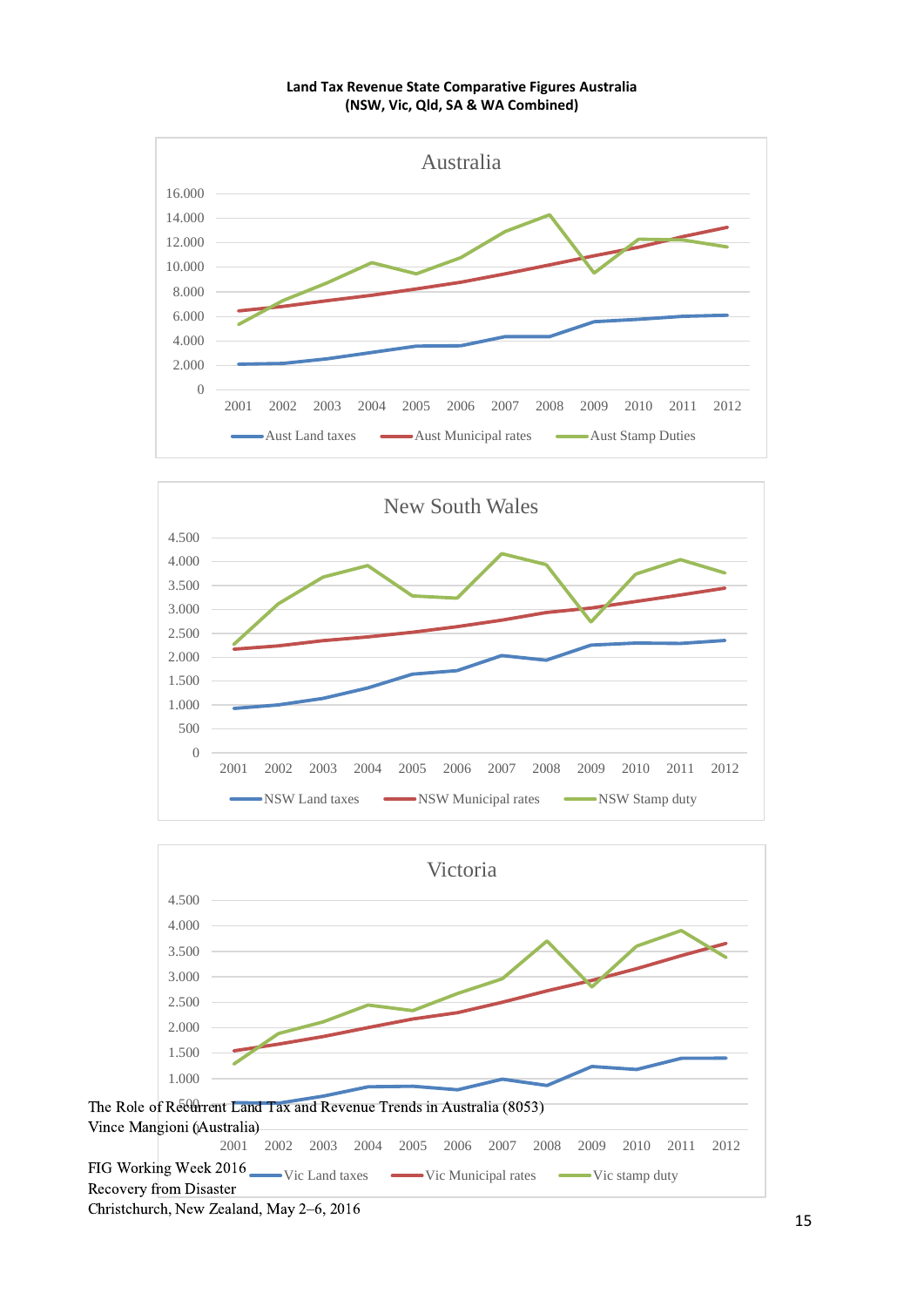**Land Tax Revenue State Comparative Figures Australia**
**(NSW, Vic, Qld, SA & WA Combined)**

Australia

16.000
14.000
12.000
10.000
8.000
6.000
4.000
2.000
0

2001 2002 2003 2004 2005 2006 2007 2008 2009 2010 2011 2012

Aust Land taxes — Aust Municipal rates — Aust Stamp Duties

New South Wales

4.500
4.000
3.500
3.000
2.500
2.000
1.500
1.000
500
0

2001 2002 2003 2004 2005 2006 2007 2008 2009 2010 2011 2012

NSW Land taxes — NSW Municipal rates — NSW Stamp duty

Victoria

4.500
4.000
3.500
3.000
2.500
2.000
1.500
1.000
500

2001 2002 2003 2004 2005 2006 2007 2008 2009 2010 2011 2012

Vic Land taxes — Vic Municipal rates — Vic stamp duty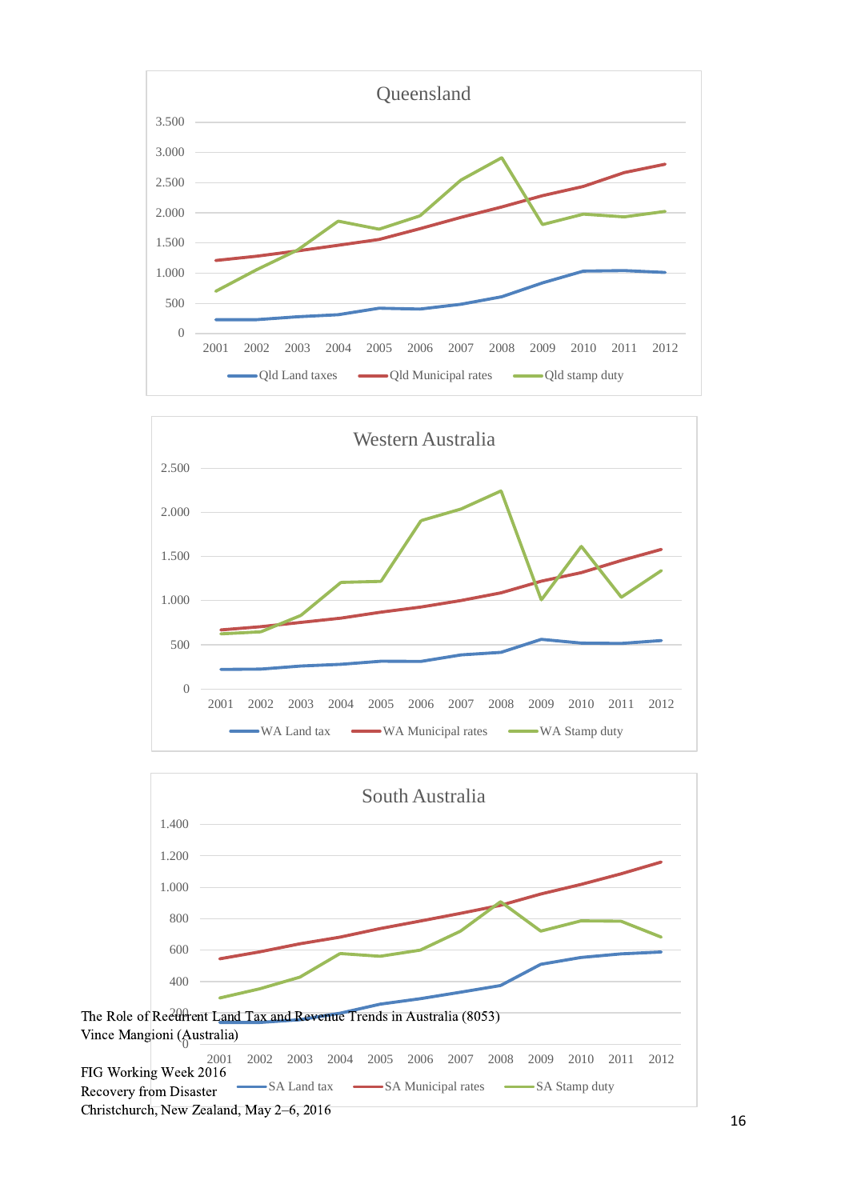Queensland

3.500
3.000
2.500
2.000
1.500
1.000
500
0

2001 2002 2003 2004 2005 2006 2007 2008 2009 2010 2011 2012

Qld Land taxes — Qld Municipal rates — Qld stamp duty

Western Australia

2.500
2.000
1.500
1.000
500
0

2001 2002 2003 2004 2005 2006 2007 2008 2009 2010 2011 2012

WA Land tax — WA Municipal rates — WA Stamp duty

South Australia

1.400
1.200
1.000
800
600
400
200
0

2001 2002 2003 2004 2005 2006 2007 2008 2009 2010 2011 2012

SA Land tax — SA Municipal rates — SA Stamp duty